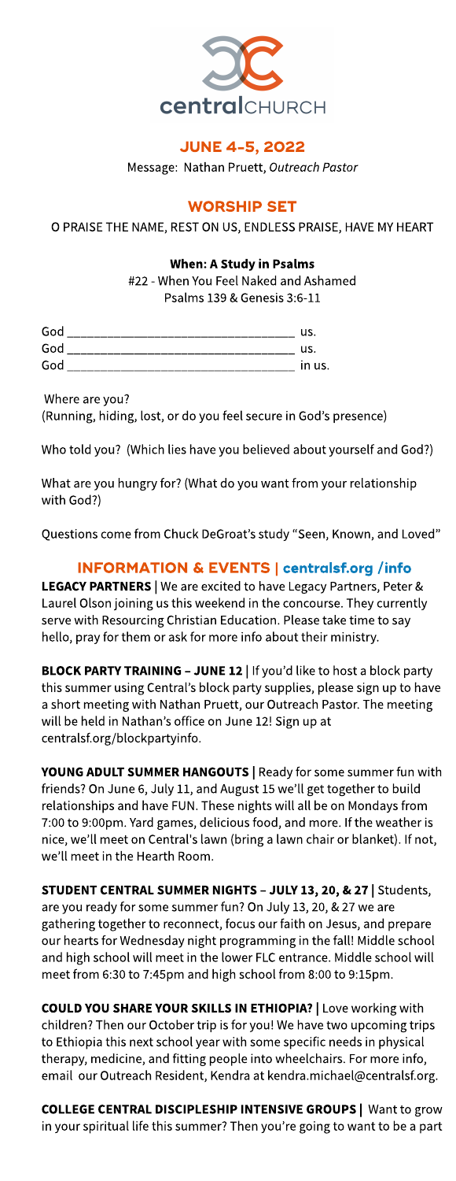centralCHURCH

## JUNE 4-5, 2022

Message: Nathan Pruett, *Outreach Pastor*

## WORSHIP SET

O PRAISE THE NAME, REST ON US, ENDLESS PRAISE, HAVE MY HEART

### When: A Study in Psalms

#22 - When You Feel Naked and Ashamed

Psalms 139 & Genesis 3:6-11

God ________________________________ us.
God ________________________________ us.
God ________________________________ in us.

Where are you?
(Running, hiding, lost, or do you feel secure in God's presence)

Who told you? (Which lies have you believed about yourself and God?)

What are you hungry for? (What do you want from your relationship with God?)

Questions come from Chuck DeGroat's study "Seen, Known, and Loved"

## INFORMATION & EVENTS | centralsf.org /info

**LEGACY PARTNERS** | We are excited to have Legacy Partners, Peter & Laurel Olson joining us this weekend in the concourse. They currently serve with Resourcing Christian Education. Please take time to say hello, pray for them or ask for more info about their ministry.

**BLOCK PARTY TRAINING – JUNE 12** | If you'd like to host a block party this summer using Central's block party supplies, please sign up to have a short meeting with Nathan Pruett, our Outreach Pastor. The meeting will be held in Nathan's office on June 12! Sign up at centralsf.org/blockpartyinfo.

**YOUNG ADULT SUMMER HANGOUTS** | Ready for some summer fun with friends? On June 6, July 11, and August 15 we'll get together to build relationships and have FUN. These nights will all be on Mondays from 7:00 to 9:00pm. Yard games, delicious food, and more. If the weather is nice, we'll meet on Central's lawn (bring a lawn chair or blanket). If not, we'll meet in the Hearth Room.

**STUDENT CENTRAL SUMMER NIGHTS – JULY 13, 20, & 27** | Students, are you ready for some summer fun? On July 13, 20, & 27 we are gathering together to reconnect, focus our faith on Jesus, and prepare our hearts for Wednesday night programming in the fall! Middle school and high school will meet in the lower FLC entrance. Middle school will meet from 6:30 to 7:45pm and high school from 8:00 to 9:15pm.

**COULD YOU SHARE YOUR SKILLS IN ETHIOPIA?** | Love working with children? Then our October trip is for you! We have two upcoming trips to Ethiopia this next school year with some specific needs in physical therapy, medicine, and fitting people into wheelchairs. For more info, email our Outreach Resident, Kendra at kendra.michael@centralsf.org.

**COLLEGE CENTRAL DISCIPLESHIP INTENSIVE GROUPS** | Want to grow in your spiritual life this summer? Then you're going to want to be a part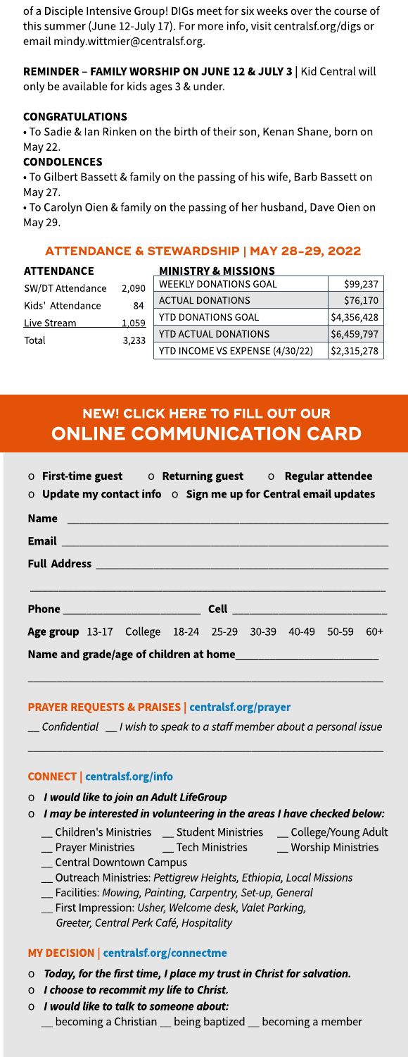of a Disciple Intensive Group! DIGs meet for six weeks over the course of this summer (June 12-July 17). For more info, visit centralsf.org/digs or email mindy.wittmier@centralsf.org.

**REMINDER – FAMILY WORSHIP ON JUNE 12 & JULY 3** | Kid Central will only be available for kids ages 3 & under.

**CONGRATULATIONS**

- To Sadie & Ian Rinken on the birth of their son, Kenan Shane, born on May 22.

**CONDOLENCES**

- To Gilbert Bassett & family on the passing of his wife, Barb Bassett on May 27.
- To Carolyn Oien & family on the passing of her husband, Dave Oien on May 29.

## ATTENDANCE & STEWARDSHIP | MAY 28-29, 2022

**ATTENDANCE**

| | |
|---|---|
| SW/DT Attendance | 2,090 |
| Kids' Attendance | 84 |
| Live Stream | 1,059 |
| Total | 3,233 |

**MINISTRY & MISSIONS**

| | |
|---|---|
| WEEKLY DONATIONS GOAL | $99,237 |
| ACTUAL DONATIONS | $76,170 |
| YTD DONATIONS GOAL | $4,356,428 |
| YTD ACTUAL DONATIONS | $6,459,797 |
| YTD INCOME VS EXPENSE (4/30/22) | $2,315,278 |

## NEW! CLICK HERE TO FILL OUT OUR ONLINE COMMUNICATION CARD

○ **First-time guest** ○ **Returning guest** ○ **Regular attendee**
○ **Update my contact info** ○ **Sign me up for Central email updates**

**Name** ______________________________

**Email** ______________________________

**Full Address** ______________________________

______________________________

**Phone** ________________ **Cell** ________________

**Age group** 13-17 College 18-24 25-29 30-39 40-49 50-59 60+

**Name and grade/age of children at home** ________________

______________________________

**PRAYER REQUESTS & PRAISES | centralsf.org/prayer**

__ *Confidential* __ *I wish to speak to a staff member about a personal issue*

______________________________

**CONNECT | centralsf.org/info**

○ ***I would like to join an Adult LifeGroup***
○ ***I may be interested in volunteering in the areas I have checked below:***

__ Children's Ministries __ Student Ministries __ College/Young Adult
__ Prayer Ministries __ Tech Ministries __ Worship Ministries
__ Central Downtown Campus
__ Outreach Ministries: *Pettigrew Heights, Ethiopia, Local Missions*
__ Facilities: *Mowing, Painting, Carpentry, Set-up, General*
__ First Impression: *Usher, Welcome desk, Valet Parking, Greeter, Central Perk Café, Hospitality*

**MY DECISION | centralsf.org/connectme**

○ ***Today, for the first time, I place my trust in Christ for salvation.***
○ ***I choose to recommit my life to Christ.***
○ ***I would like to talk to someone about:***

__ becoming a Christian __ being baptized __ becoming a member